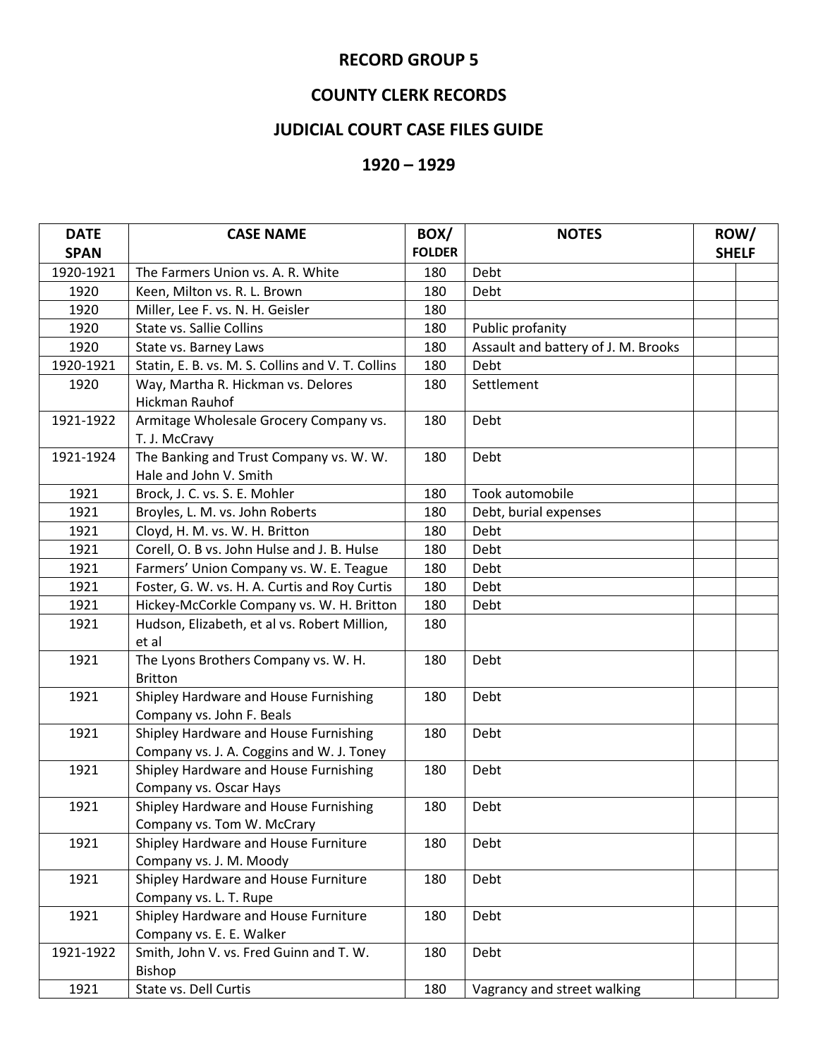# RECORD GROUP 5

# COUNTY CLERK RECORDS

# JUDICIAL COURT CASE FILES GUIDE

# 1920 – 1929

| DATE SPAN | CASE NAME | BOX/ FOLDER | NOTES | ROW/ SHELF | |
|---|---|---|---|---|---|
| 1920-1921 | The Farmers Union vs. A. R. White | 180 | Debt | | |
| 1920 | Keen, Milton vs. R. L. Brown | 180 | Debt | | |
| 1920 | Miller, Lee F. vs. N. H. Geisler | 180 | | | |
| 1920 | State vs. Sallie Collins | 180 | Public profanity | | |
| 1920 | State vs. Barney Laws | 180 | Assault and battery of J. M. Brooks | | |
| 1920-1921 | Statin, E. B. vs. M. S. Collins and V. T. Collins | 180 | Debt | | |
| 1920 | Way, Martha R. Hickman vs. Delores Hickman Rauhof | 180 | Settlement | | |
| 1921-1922 | Armitage Wholesale Grocery Company vs. T. J. McCravy | 180 | Debt | | |
| 1921-1924 | The Banking and Trust Company vs. W. W. Hale and John V. Smith | 180 | Debt | | |
| 1921 | Brock, J. C. vs. S. E. Mohler | 180 | Took automobile | | |
| 1921 | Broyles, L. M. vs. John Roberts | 180 | Debt, burial expenses | | |
| 1921 | Cloyd, H. M. vs. W. H. Britton | 180 | Debt | | |
| 1921 | Corell, O. B vs. John Hulse and J. B. Hulse | 180 | Debt | | |
| 1921 | Farmers' Union Company vs. W. E. Teague | 180 | Debt | | |
| 1921 | Foster, G. W. vs. H. A. Curtis and Roy Curtis | 180 | Debt | | |
| 1921 | Hickey-McCorkle Company vs. W. H. Britton | 180 | Debt | | |
| 1921 | Hudson, Elizabeth, et al vs. Robert Million, et al | 180 | | | |
| 1921 | The Lyons Brothers Company vs. W. H. Britton | 180 | Debt | | |
| 1921 | Shipley Hardware and House Furnishing Company vs. John F. Beals | 180 | Debt | | |
| 1921 | Shipley Hardware and House Furnishing Company vs. J. A. Coggins and W. J. Toney | 180 | Debt | | |
| 1921 | Shipley Hardware and House Furnishing Company vs. Oscar Hays | 180 | Debt | | |
| 1921 | Shipley Hardware and House Furnishing Company vs. Tom W. McCrary | 180 | Debt | | |
| 1921 | Shipley Hardware and House Furniture Company vs. J. M. Moody | 180 | Debt | | |
| 1921 | Shipley Hardware and House Furniture Company vs. L. T. Rupe | 180 | Debt | | |
| 1921 | Shipley Hardware and House Furniture Company vs. E. E. Walker | 180 | Debt | | |
| 1921-1922 | Smith, John V. vs. Fred Guinn and T. W. Bishop | 180 | Debt | | |
| 1921 | State vs. Dell Curtis | 180 | Vagrancy and street walking | | |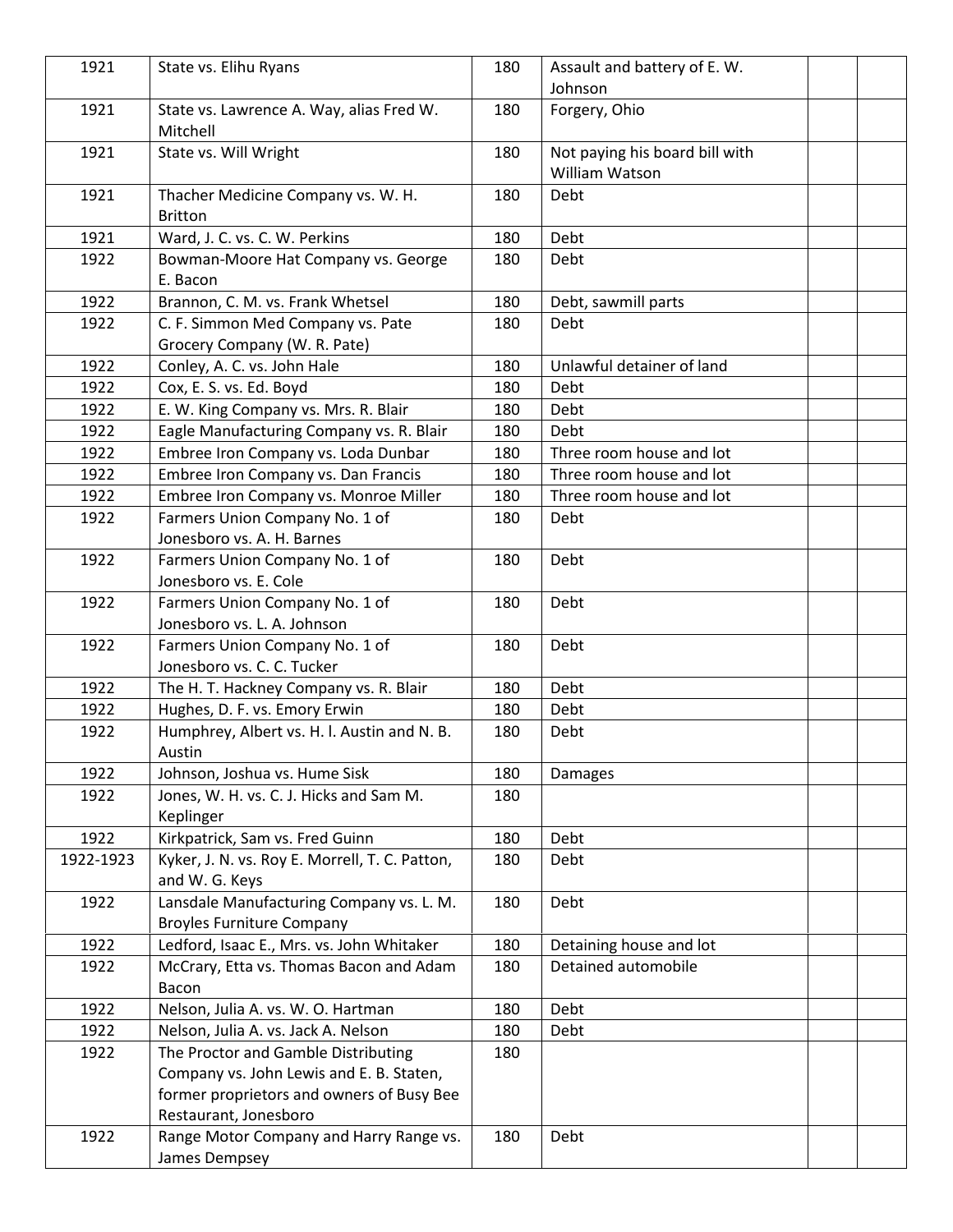| | | | | | |
|---|---|---|---|---|---|
| 1921 | State vs. Elihu Ryans | 180 | Assault and battery of E. W. Johnson | | |
| 1921 | State vs. Lawrence A. Way, alias Fred W. Mitchell | 180 | Forgery, Ohio | | |
| 1921 | State vs. Will Wright | 180 | Not paying his board bill with William Watson | | |
| 1921 | Thacher Medicine Company vs. W. H. Britton | 180 | Debt | | |
| 1921 | Ward, J. C. vs. C. W. Perkins | 180 | Debt | | |
| 1922 | Bowman-Moore Hat Company vs. George E. Bacon | 180 | Debt | | |
| 1922 | Brannon, C. M. vs. Frank Whetsel | 180 | Debt, sawmill parts | | |
| 1922 | C. F. Simmon Med Company vs. Pate Grocery Company (W. R. Pate) | 180 | Debt | | |
| 1922 | Conley, A. C. vs. John Hale | 180 | Unlawful detainer of land | | |
| 1922 | Cox, E. S. vs. Ed. Boyd | 180 | Debt | | |
| 1922 | E. W. King Company vs. Mrs. R. Blair | 180 | Debt | | |
| 1922 | Eagle Manufacturing Company vs. R. Blair | 180 | Debt | | |
| 1922 | Embree Iron Company vs. Loda Dunbar | 180 | Three room house and lot | | |
| 1922 | Embree Iron Company vs. Dan Francis | 180 | Three room house and lot | | |
| 1922 | Embree Iron Company vs. Monroe Miller | 180 | Three room house and lot | | |
| 1922 | Farmers Union Company No. 1 of Jonesboro vs. A. H. Barnes | 180 | Debt | | |
| 1922 | Farmers Union Company No. 1 of Jonesboro vs. E. Cole | 180 | Debt | | |
| 1922 | Farmers Union Company No. 1 of Jonesboro vs. L. A. Johnson | 180 | Debt | | |
| 1922 | Farmers Union Company No. 1 of Jonesboro vs. C. C. Tucker | 180 | Debt | | |
| 1922 | The H. T. Hackney Company vs. R. Blair | 180 | Debt | | |
| 1922 | Hughes, D. F. vs. Emory Erwin | 180 | Debt | | |
| 1922 | Humphrey, Albert vs. H. l. Austin and N. B. Austin | 180 | Debt | | |
| 1922 | Johnson, Joshua vs. Hume Sisk | 180 | Damages | | |
| 1922 | Jones, W. H. vs. C. J. Hicks and Sam M. Keplinger | 180 | | | |
| 1922 | Kirkpatrick, Sam vs. Fred Guinn | 180 | Debt | | |
| 1922-1923 | Kyker, J. N. vs. Roy E. Morrell, T. C. Patton, and W. G. Keys | 180 | Debt | | |
| 1922 | Lansdale Manufacturing Company vs. L. M. Broyles Furniture Company | 180 | Debt | | |
| 1922 | Ledford, Isaac E., Mrs. vs. John Whitaker | 180 | Detaining house and lot | | |
| 1922 | McCrary, Etta vs. Thomas Bacon and Adam Bacon | 180 | Detained automobile | | |
| 1922 | Nelson, Julia A. vs. W. O. Hartman | 180 | Debt | | |
| 1922 | Nelson, Julia A. vs. Jack A. Nelson | 180 | Debt | | |
| 1922 | The Proctor and Gamble Distributing Company vs. John Lewis and E. B. Staten, former proprietors and owners of Busy Bee Restaurant, Jonesboro | 180 | | | |
| 1922 | Range Motor Company and Harry Range vs. James Dempsey | 180 | Debt | | |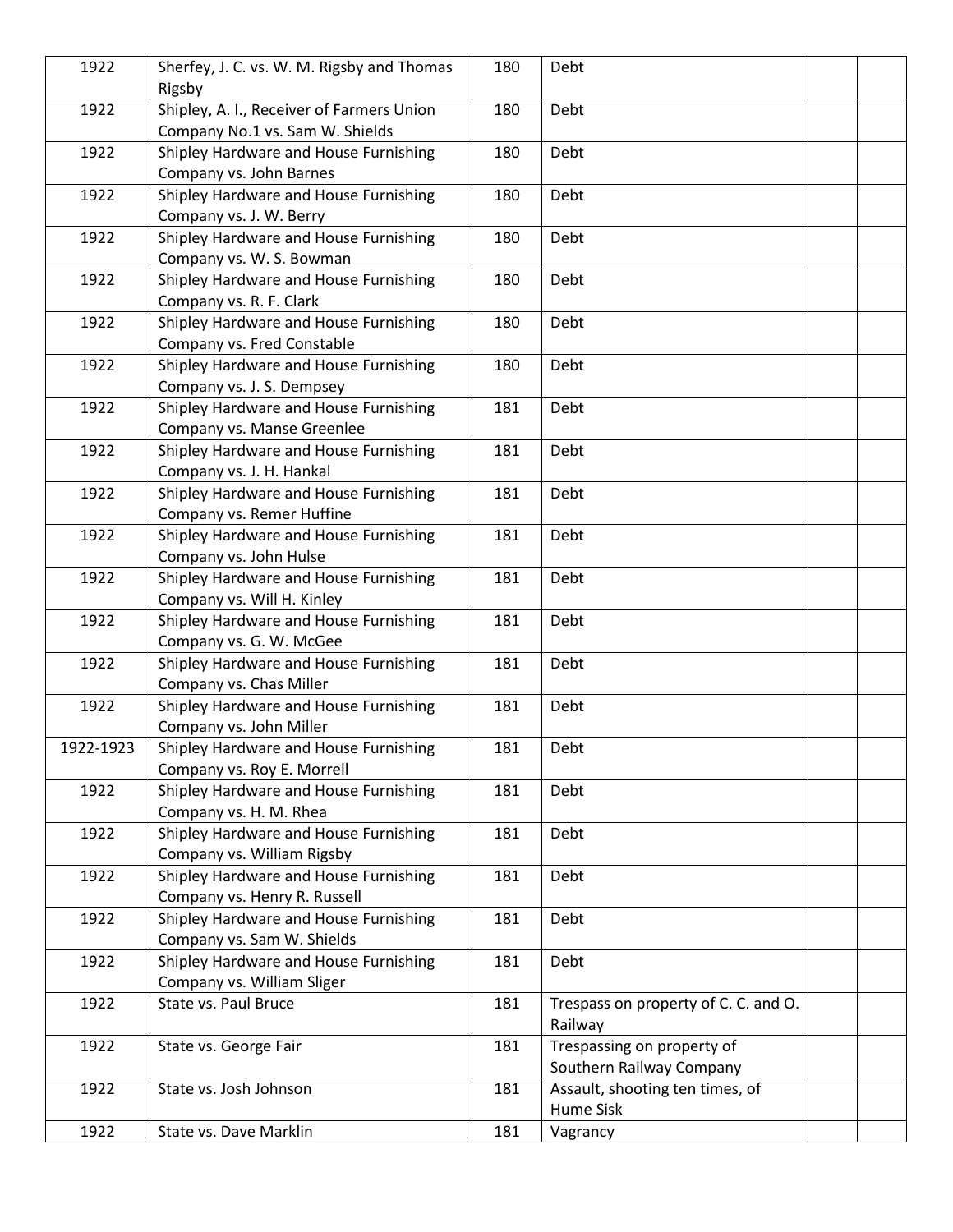| | | | | | |
|---|---|---|---|---|---|
| 1922 | Sherfey, J. C. vs. W. M. Rigsby and Thomas Rigsby | 180 | Debt | | |
| 1922 | Shipley, A. I., Receiver of Farmers Union Company No.1 vs. Sam W. Shields | 180 | Debt | | |
| 1922 | Shipley Hardware and House Furnishing Company vs. John Barnes | 180 | Debt | | |
| 1922 | Shipley Hardware and House Furnishing Company vs. J. W. Berry | 180 | Debt | | |
| 1922 | Shipley Hardware and House Furnishing Company vs. W. S. Bowman | 180 | Debt | | |
| 1922 | Shipley Hardware and House Furnishing Company vs. R. F. Clark | 180 | Debt | | |
| 1922 | Shipley Hardware and House Furnishing Company vs. Fred Constable | 180 | Debt | | |
| 1922 | Shipley Hardware and House Furnishing Company vs. J. S. Dempsey | 180 | Debt | | |
| 1922 | Shipley Hardware and House Furnishing Company vs. Manse Greenlee | 181 | Debt | | |
| 1922 | Shipley Hardware and House Furnishing Company vs. J. H. Hankal | 181 | Debt | | |
| 1922 | Shipley Hardware and House Furnishing Company vs. Remer Huffine | 181 | Debt | | |
| 1922 | Shipley Hardware and House Furnishing Company vs. John Hulse | 181 | Debt | | |
| 1922 | Shipley Hardware and House Furnishing Company vs. Will H. Kinley | 181 | Debt | | |
| 1922 | Shipley Hardware and House Furnishing Company vs. G. W. McGee | 181 | Debt | | |
| 1922 | Shipley Hardware and House Furnishing Company vs. Chas Miller | 181 | Debt | | |
| 1922 | Shipley Hardware and House Furnishing Company vs. John Miller | 181 | Debt | | |
| 1922-1923 | Shipley Hardware and House Furnishing Company vs. Roy E. Morrell | 181 | Debt | | |
| 1922 | Shipley Hardware and House Furnishing Company vs. H. M. Rhea | 181 | Debt | | |
| 1922 | Shipley Hardware and House Furnishing Company vs. William Rigsby | 181 | Debt | | |
| 1922 | Shipley Hardware and House Furnishing Company vs. Henry R. Russell | 181 | Debt | | |
| 1922 | Shipley Hardware and House Furnishing Company vs. Sam W. Shields | 181 | Debt | | |
| 1922 | Shipley Hardware and House Furnishing Company vs. William Sliger | 181 | Debt | | |
| 1922 | State vs. Paul Bruce | 181 | Trespass on property of C. C. and O. Railway | | |
| 1922 | State vs. George Fair | 181 | Trespassing on property of Southern Railway Company | | |
| 1922 | State vs. Josh Johnson | 181 | Assault, shooting ten times, of Hume Sisk | | |
| 1922 | State vs. Dave Marklin | 181 | Vagrancy | | |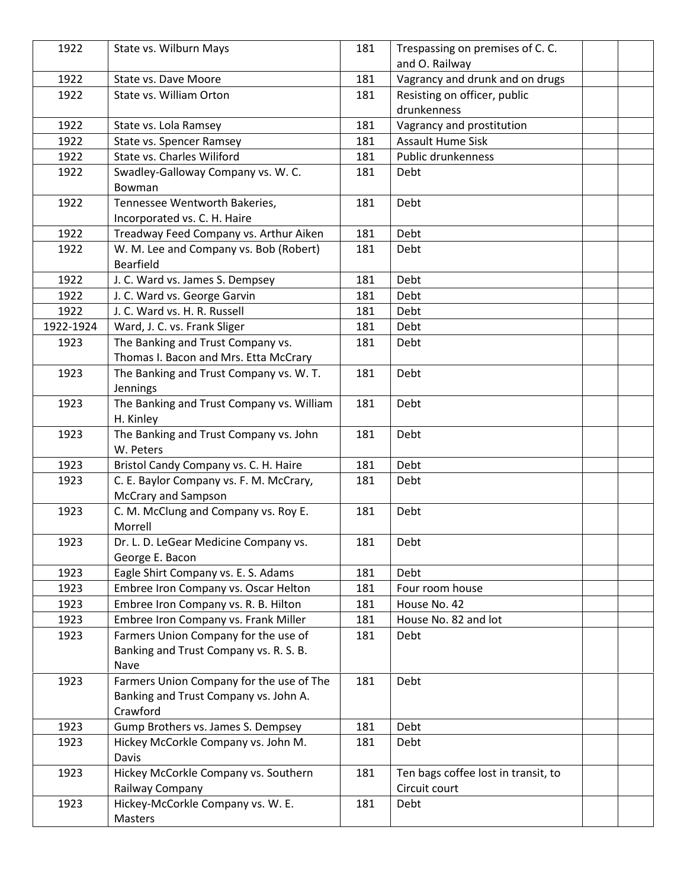| | | | | | |
|---|---|---|---|---|---|
| 1922 | State vs. Wilburn Mays | 181 | Trespassing on premises of C. C. and O. Railway | | |
| 1922 | State vs. Dave Moore | 181 | Vagrancy and drunk and on drugs | | |
| 1922 | State vs. William Orton | 181 | Resisting on officer, public drunkenness | | |
| 1922 | State vs. Lola Ramsey | 181 | Vagrancy and prostitution | | |
| 1922 | State vs. Spencer Ramsey | 181 | Assault Hume Sisk | | |
| 1922 | State vs. Charles Wiliford | 181 | Public drunkenness | | |
| 1922 | Swadley-Galloway Company vs. W. C. Bowman | 181 | Debt | | |
| 1922 | Tennessee Wentworth Bakeries, Incorporated vs. C. H. Haire | 181 | Debt | | |
| 1922 | Treadway Feed Company vs. Arthur Aiken | 181 | Debt | | |
| 1922 | W. M. Lee and Company vs. Bob (Robert) Bearfield | 181 | Debt | | |
| 1922 | J. C. Ward vs. James S. Dempsey | 181 | Debt | | |
| 1922 | J. C. Ward vs. George Garvin | 181 | Debt | | |
| 1922 | J. C. Ward vs. H. R. Russell | 181 | Debt | | |
| 1922-1924 | Ward, J. C. vs. Frank Sliger | 181 | Debt | | |
| 1923 | The Banking and Trust Company vs. Thomas I. Bacon and Mrs. Etta McCrary | 181 | Debt | | |
| 1923 | The Banking and Trust Company vs. W. T. Jennings | 181 | Debt | | |
| 1923 | The Banking and Trust Company vs. William H. Kinley | 181 | Debt | | |
| 1923 | The Banking and Trust Company vs. John W. Peters | 181 | Debt | | |
| 1923 | Bristol Candy Company vs. C. H. Haire | 181 | Debt | | |
| 1923 | C. E. Baylor Company vs. F. M. McCrary, McCrary and Sampson | 181 | Debt | | |
| 1923 | C. M. McClung and Company vs. Roy E. Morrell | 181 | Debt | | |
| 1923 | Dr. L. D. LeGear Medicine Company vs. George E. Bacon | 181 | Debt | | |
| 1923 | Eagle Shirt Company vs. E. S. Adams | 181 | Debt | | |
| 1923 | Embree Iron Company vs. Oscar Helton | 181 | Four room house | | |
| 1923 | Embree Iron Company vs. R. B. Hilton | 181 | House No. 42 | | |
| 1923 | Embree Iron Company vs. Frank Miller | 181 | House No. 82 and lot | | |
| 1923 | Farmers Union Company for the use of Banking and Trust Company vs. R. S. B. Nave | 181 | Debt | | |
| 1923 | Farmers Union Company for the use of The Banking and Trust Company vs. John A. Crawford | 181 | Debt | | |
| 1923 | Gump Brothers vs. James S. Dempsey | 181 | Debt | | |
| 1923 | Hickey McCorkle Company vs. John M. Davis | 181 | Debt | | |
| 1923 | Hickey McCorkle Company vs. Southern Railway Company | 181 | Ten bags coffee lost in transit, to Circuit court | | |
| 1923 | Hickey-McCorkle Company vs. W. E. Masters | 181 | Debt | | |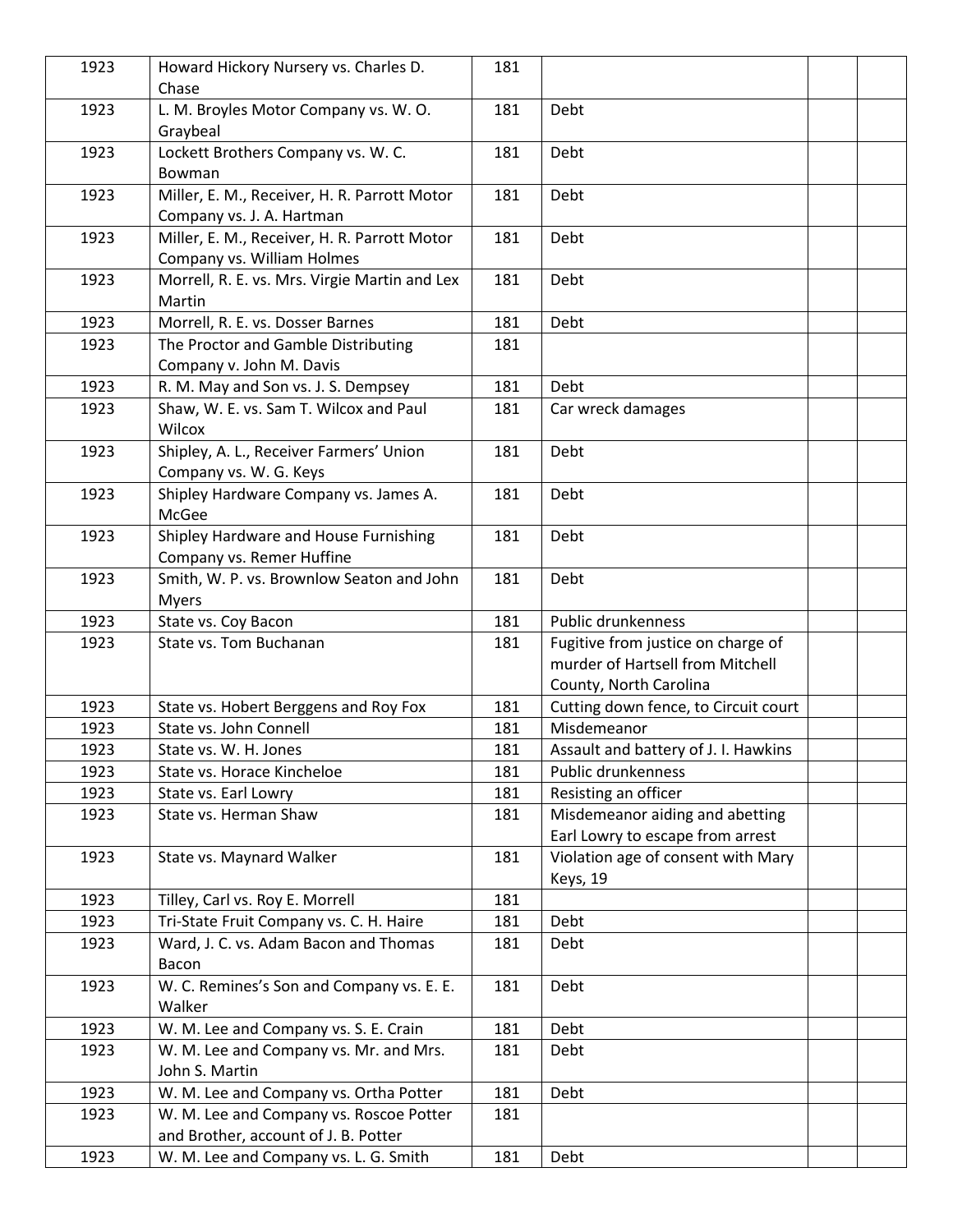| | | | | | |
|---|---|---|---|---|---|
| 1923 | Howard Hickory Nursery vs. Charles D. Chase | 181 | | | |
| 1923 | L. M. Broyles Motor Company vs. W. O. Graybeal | 181 | Debt | | |
| 1923 | Lockett Brothers Company vs. W. C. Bowman | 181 | Debt | | |
| 1923 | Miller, E. M., Receiver, H. R. Parrott Motor Company vs. J. A. Hartman | 181 | Debt | | |
| 1923 | Miller, E. M., Receiver, H. R. Parrott Motor Company vs. William Holmes | 181 | Debt | | |
| 1923 | Morrell, R. E. vs. Mrs. Virgie Martin and Lex Martin | 181 | Debt | | |
| 1923 | Morrell, R. E. vs. Dosser Barnes | 181 | Debt | | |
| 1923 | The Proctor and Gamble Distributing Company v. John M. Davis | 181 | | | |
| 1923 | R. M. May and Son vs. J. S. Dempsey | 181 | Debt | | |
| 1923 | Shaw, W. E. vs. Sam T. Wilcox and Paul Wilcox | 181 | Car wreck damages | | |
| 1923 | Shipley, A. L., Receiver Farmers' Union Company vs. W. G. Keys | 181 | Debt | | |
| 1923 | Shipley Hardware Company vs. James A. McGee | 181 | Debt | | |
| 1923 | Shipley Hardware and House Furnishing Company vs. Remer Huffine | 181 | Debt | | |
| 1923 | Smith, W. P. vs. Brownlow Seaton and John Myers | 181 | Debt | | |
| 1923 | State vs. Coy Bacon | 181 | Public drunkenness | | |
| 1923 | State vs. Tom Buchanan | 181 | Fugitive from justice on charge of murder of Hartsell from Mitchell County, North Carolina | | |
| 1923 | State vs. Hobert Berggens and Roy Fox | 181 | Cutting down fence, to Circuit court | | |
| 1923 | State vs. John Connell | 181 | Misdemeanor | | |
| 1923 | State vs. W. H. Jones | 181 | Assault and battery of J. I. Hawkins | | |
| 1923 | State vs. Horace Kincheloe | 181 | Public drunkenness | | |
| 1923 | State vs. Earl Lowry | 181 | Resisting an officer | | |
| 1923 | State vs. Herman Shaw | 181 | Misdemeanor aiding and abetting Earl Lowry to escape from arrest | | |
| 1923 | State vs. Maynard Walker | 181 | Violation age of consent with Mary Keys, 19 | | |
| 1923 | Tilley, Carl vs. Roy E. Morrell | 181 | | | |
| 1923 | Tri-State Fruit Company vs. C. H. Haire | 181 | Debt | | |
| 1923 | Ward, J. C. vs. Adam Bacon and Thomas Bacon | 181 | Debt | | |
| 1923 | W. C. Remines's Son and Company vs. E. E. Walker | 181 | Debt | | |
| 1923 | W. M. Lee and Company vs. S. E. Crain | 181 | Debt | | |
| 1923 | W. M. Lee and Company vs. Mr. and Mrs. John S. Martin | 181 | Debt | | |
| 1923 | W. M. Lee and Company vs. Ortha Potter | 181 | Debt | | |
| 1923 | W. M. Lee and Company vs. Roscoe Potter and Brother, account of J. B. Potter | 181 | | | |
| 1923 | W. M. Lee and Company vs. L. G. Smith | 181 | Debt | | |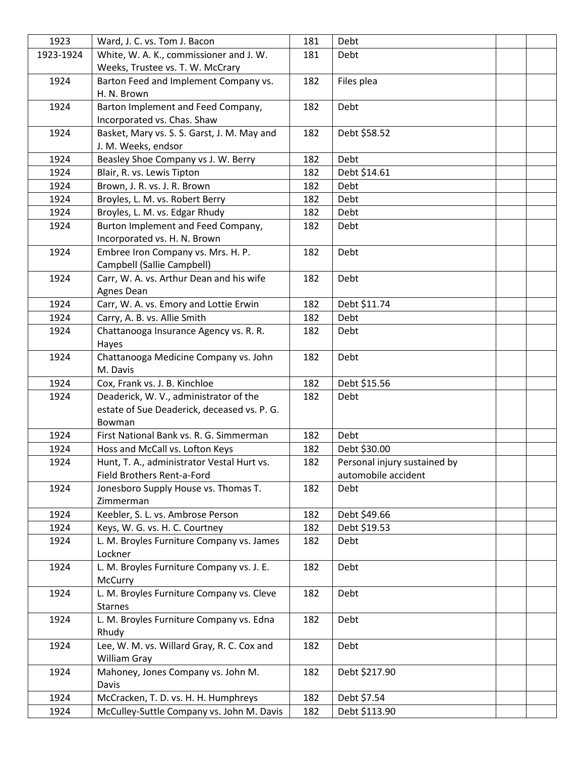| 1923 | Ward, J. C. vs. Tom J. Bacon | 181 | Debt | | |
|---|---|---|---|---|---|
| 1923-1924 | White, W. A. K., commissioner and J. W. Weeks, Trustee vs. T. W. McCrary | 181 | Debt | | |
| 1924 | Barton Feed and Implement Company vs. H. N. Brown | 182 | Files plea | | |
| 1924 | Barton Implement and Feed Company, Incorporated vs. Chas. Shaw | 182 | Debt | | |
| 1924 | Basket, Mary vs. S. S. Garst, J. M. May and J. M. Weeks, endsor | 182 | Debt $58.52 | | |
| 1924 | Beasley Shoe Company vs J. W. Berry | 182 | Debt | | |
| 1924 | Blair, R. vs. Lewis Tipton | 182 | Debt $14.61 | | |
| 1924 | Brown, J. R. vs. J. R. Brown | 182 | Debt | | |
| 1924 | Broyles, L. M. vs. Robert Berry | 182 | Debt | | |
| 1924 | Broyles, L. M. vs. Edgar Rhudy | 182 | Debt | | |
| 1924 | Burton Implement and Feed Company, Incorporated vs. H. N. Brown | 182 | Debt | | |
| 1924 | Embree Iron Company vs. Mrs. H. P. Campbell (Sallie Campbell) | 182 | Debt | | |
| 1924 | Carr, W. A. vs. Arthur Dean and his wife Agnes Dean | 182 | Debt | | |
| 1924 | Carr, W. A. vs. Emory and Lottie Erwin | 182 | Debt $11.74 | | |
| 1924 | Carry, A. B. vs. Allie Smith | 182 | Debt | | |
| 1924 | Chattanooga Insurance Agency vs. R. R. Hayes | 182 | Debt | | |
| 1924 | Chattanooga Medicine Company vs. John M. Davis | 182 | Debt | | |
| 1924 | Cox, Frank vs. J. B. Kinchloe | 182 | Debt $15.56 | | |
| 1924 | Deaderick, W. V., administrator of the estate of Sue Deaderick, deceased vs. P. G. Bowman | 182 | Debt | | |
| 1924 | First National Bank vs. R. G. Simmerman | 182 | Debt | | |
| 1924 | Hoss and McCall vs. Lofton Keys | 182 | Debt $30.00 | | |
| 1924 | Hunt, T. A., administrator Vestal Hurt vs. Field Brothers Rent-a-Ford | 182 | Personal injury sustained by automobile accident | | |
| 1924 | Jonesboro Supply House vs. Thomas T. Zimmerman | 182 | Debt | | |
| 1924 | Keebler, S. L. vs. Ambrose Person | 182 | Debt $49.66 | | |
| 1924 | Keys, W. G. vs. H. C. Courtney | 182 | Debt $19.53 | | |
| 1924 | L. M. Broyles Furniture Company vs. James Lockner | 182 | Debt | | |
| 1924 | L. M. Broyles Furniture Company vs. J. E. McCurry | 182 | Debt | | |
| 1924 | L. M. Broyles Furniture Company vs. Cleve Starnes | 182 | Debt | | |
| 1924 | L. M. Broyles Furniture Company vs. Edna Rhudy | 182 | Debt | | |
| 1924 | Lee, W. M. vs. Willard Gray, R. C. Cox and William Gray | 182 | Debt | | |
| 1924 | Mahoney, Jones Company vs. John M. Davis | 182 | Debt $217.90 | | |
| 1924 | McCracken, T. D. vs. H. H. Humphreys | 182 | Debt $7.54 | | |
| 1924 | McCulley-Suttle Company vs. John M. Davis | 182 | Debt $113.90 | | |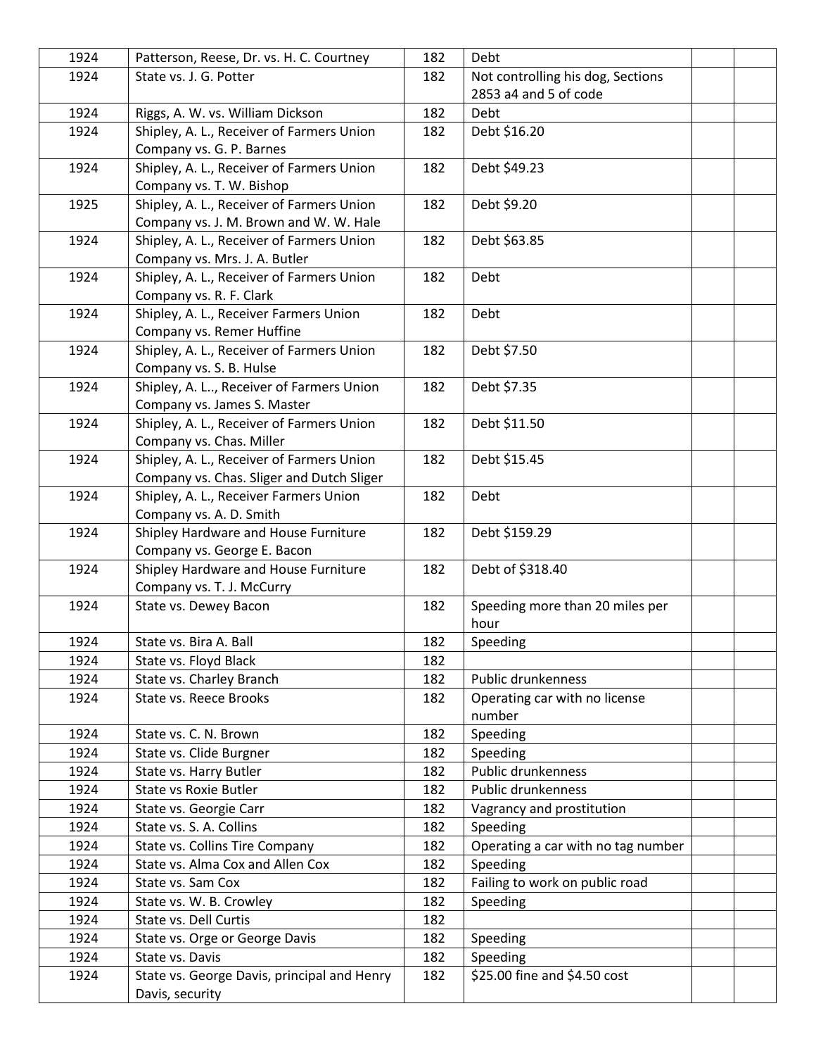| | | | | | |
|---|---|---|---|---|---|
| 1924 | Patterson, Reese, Dr. vs. H. C. Courtney | 182 | Debt | | |
| 1924 | State vs. J. G. Potter | 182 | Not controlling his dog, Sections 2853 a4 and 5 of code | | |
| 1924 | Riggs, A. W. vs. William Dickson | 182 | Debt | | |
| 1924 | Shipley, A. L., Receiver of Farmers Union Company vs. G. P. Barnes | 182 | Debt $16.20 | | |
| 1924 | Shipley, A. L., Receiver of Farmers Union Company vs. T. W. Bishop | 182 | Debt $49.23 | | |
| 1925 | Shipley, A. L., Receiver of Farmers Union Company vs. J. M. Brown and W. W. Hale | 182 | Debt $9.20 | | |
| 1924 | Shipley, A. L., Receiver of Farmers Union Company vs. Mrs. J. A. Butler | 182 | Debt $63.85 | | |
| 1924 | Shipley, A. L., Receiver of Farmers Union Company vs. R. F. Clark | 182 | Debt | | |
| 1924 | Shipley, A. L., Receiver Farmers Union Company vs. Remer Huffine | 182 | Debt | | |
| 1924 | Shipley, A. L., Receiver of Farmers Union Company vs. S. B. Hulse | 182 | Debt $7.50 | | |
| 1924 | Shipley, A. L.., Receiver of Farmers Union Company vs. James S. Master | 182 | Debt $7.35 | | |
| 1924 | Shipley, A. L., Receiver of Farmers Union Company vs. Chas. Miller | 182 | Debt $11.50 | | |
| 1924 | Shipley, A. L., Receiver of Farmers Union Company vs. Chas. Sliger and Dutch Sliger | 182 | Debt $15.45 | | |
| 1924 | Shipley, A. L., Receiver Farmers Union Company vs. A. D. Smith | 182 | Debt | | |
| 1924 | Shipley Hardware and House Furniture Company vs. George E. Bacon | 182 | Debt $159.29 | | |
| 1924 | Shipley Hardware and House Furniture Company vs. T. J. McCurry | 182 | Debt of $318.40 | | |
| 1924 | State vs. Dewey Bacon | 182 | Speeding more than 20 miles per hour | | |
| 1924 | State vs. Bira A. Ball | 182 | Speeding | | |
| 1924 | State vs. Floyd Black | 182 | | | |
| 1924 | State vs. Charley Branch | 182 | Public drunkenness | | |
| 1924 | State vs. Reece Brooks | 182 | Operating car with no license number | | |
| 1924 | State vs. C. N. Brown | 182 | Speeding | | |
| 1924 | State vs. Clide Burgner | 182 | Speeding | | |
| 1924 | State vs. Harry Butler | 182 | Public drunkenness | | |
| 1924 | State vs Roxie Butler | 182 | Public drunkenness | | |
| 1924 | State vs. Georgie Carr | 182 | Vagrancy and prostitution | | |
| 1924 | State vs. S. A. Collins | 182 | Speeding | | |
| 1924 | State vs. Collins Tire Company | 182 | Operating a car with no tag number | | |
| 1924 | State vs. Alma Cox and Allen Cox | 182 | Speeding | | |
| 1924 | State vs. Sam Cox | 182 | Failing to work on public road | | |
| 1924 | State vs. W. B. Crowley | 182 | Speeding | | |
| 1924 | State vs. Dell Curtis | 182 | | | |
| 1924 | State vs. Orge or George Davis | 182 | Speeding | | |
| 1924 | State vs. Davis | 182 | Speeding | | |
| 1924 | State vs. George Davis, principal and Henry Davis, security | 182 | $25.00 fine and $4.50 cost | | |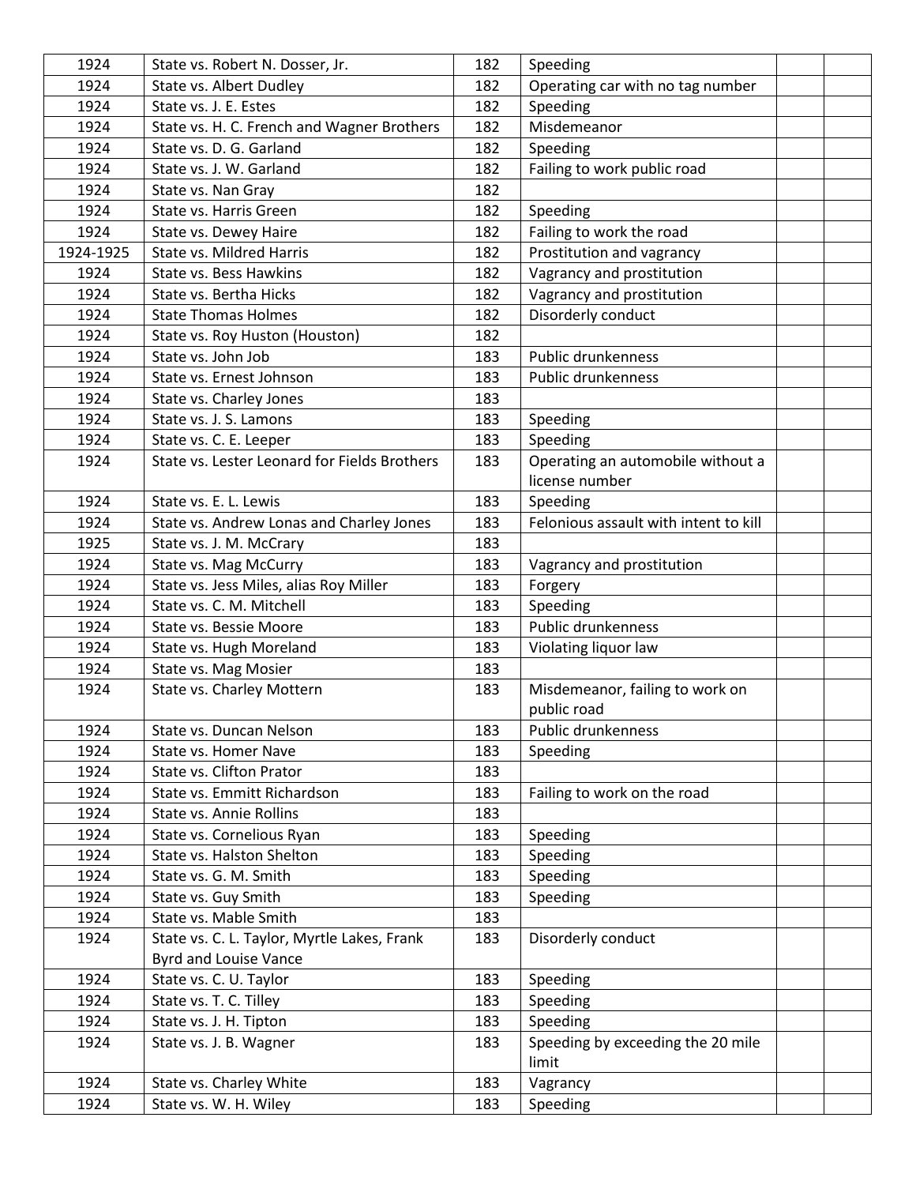| | | | | | |
|---|---|---|---|---|---|
| 1924 | State vs. Robert N. Dosser, Jr. | 182 | Speeding | | |
| 1924 | State vs. Albert Dudley | 182 | Operating car with no tag number | | |
| 1924 | State vs. J. E. Estes | 182 | Speeding | | |
| 1924 | State vs. H. C. French and Wagner Brothers | 182 | Misdemeanor | | |
| 1924 | State vs. D. G. Garland | 182 | Speeding | | |
| 1924 | State vs. J. W. Garland | 182 | Failing to work public road | | |
| 1924 | State vs. Nan Gray | 182 | | | |
| 1924 | State vs. Harris Green | 182 | Speeding | | |
| 1924 | State vs. Dewey Haire | 182 | Failing to work the road | | |
| 1924-1925 | State vs. Mildred Harris | 182 | Prostitution and vagrancy | | |
| 1924 | State vs. Bess Hawkins | 182 | Vagrancy and prostitution | | |
| 1924 | State vs. Bertha Hicks | 182 | Vagrancy and prostitution | | |
| 1924 | State Thomas Holmes | 182 | Disorderly conduct | | |
| 1924 | State vs. Roy Huston (Houston) | 182 | | | |
| 1924 | State vs. John Job | 183 | Public drunkenness | | |
| 1924 | State vs. Ernest Johnson | 183 | Public drunkenness | | |
| 1924 | State vs. Charley Jones | 183 | | | |
| 1924 | State vs. J. S. Lamons | 183 | Speeding | | |
| 1924 | State vs. C. E. Leeper | 183 | Speeding | | |
| 1924 | State vs. Lester Leonard for Fields Brothers | 183 | Operating an automobile without a license number | | |
| 1924 | State vs. E. L. Lewis | 183 | Speeding | | |
| 1924 | State vs. Andrew Lonas and Charley Jones | 183 | Felonious assault with intent to kill | | |
| 1925 | State vs. J. M. McCrary | 183 | | | |
| 1924 | State vs. Mag McCurry | 183 | Vagrancy and prostitution | | |
| 1924 | State vs. Jess Miles, alias Roy Miller | 183 | Forgery | | |
| 1924 | State vs. C. M. Mitchell | 183 | Speeding | | |
| 1924 | State vs. Bessie Moore | 183 | Public drunkenness | | |
| 1924 | State vs. Hugh Moreland | 183 | Violating liquor law | | |
| 1924 | State vs. Mag Mosier | 183 | | | |
| 1924 | State vs. Charley Mottern | 183 | Misdemeanor, failing to work on public road | | |
| 1924 | State vs. Duncan Nelson | 183 | Public drunkenness | | |
| 1924 | State vs. Homer Nave | 183 | Speeding | | |
| 1924 | State vs. Clifton Prator | 183 | | | |
| 1924 | State vs. Emmitt Richardson | 183 | Failing to work on the road | | |
| 1924 | State vs. Annie Rollins | 183 | | | |
| 1924 | State vs. Cornelious Ryan | 183 | Speeding | | |
| 1924 | State vs. Halston Shelton | 183 | Speeding | | |
| 1924 | State vs. G. M. Smith | 183 | Speeding | | |
| 1924 | State vs. Guy Smith | 183 | Speeding | | |
| 1924 | State vs. Mable Smith | 183 | | | |
| 1924 | State vs. C. L. Taylor, Myrtle Lakes, Frank Byrd and Louise Vance | 183 | Disorderly conduct | | |
| 1924 | State vs. C. U. Taylor | 183 | Speeding | | |
| 1924 | State vs. T. C. Tilley | 183 | Speeding | | |
| 1924 | State vs. J. H. Tipton | 183 | Speeding | | |
| 1924 | State vs. J. B. Wagner | 183 | Speeding by exceeding the 20 mile limit | | |
| 1924 | State vs. Charley White | 183 | Vagrancy | | |
| 1924 | State vs. W. H. Wiley | 183 | Speeding | | |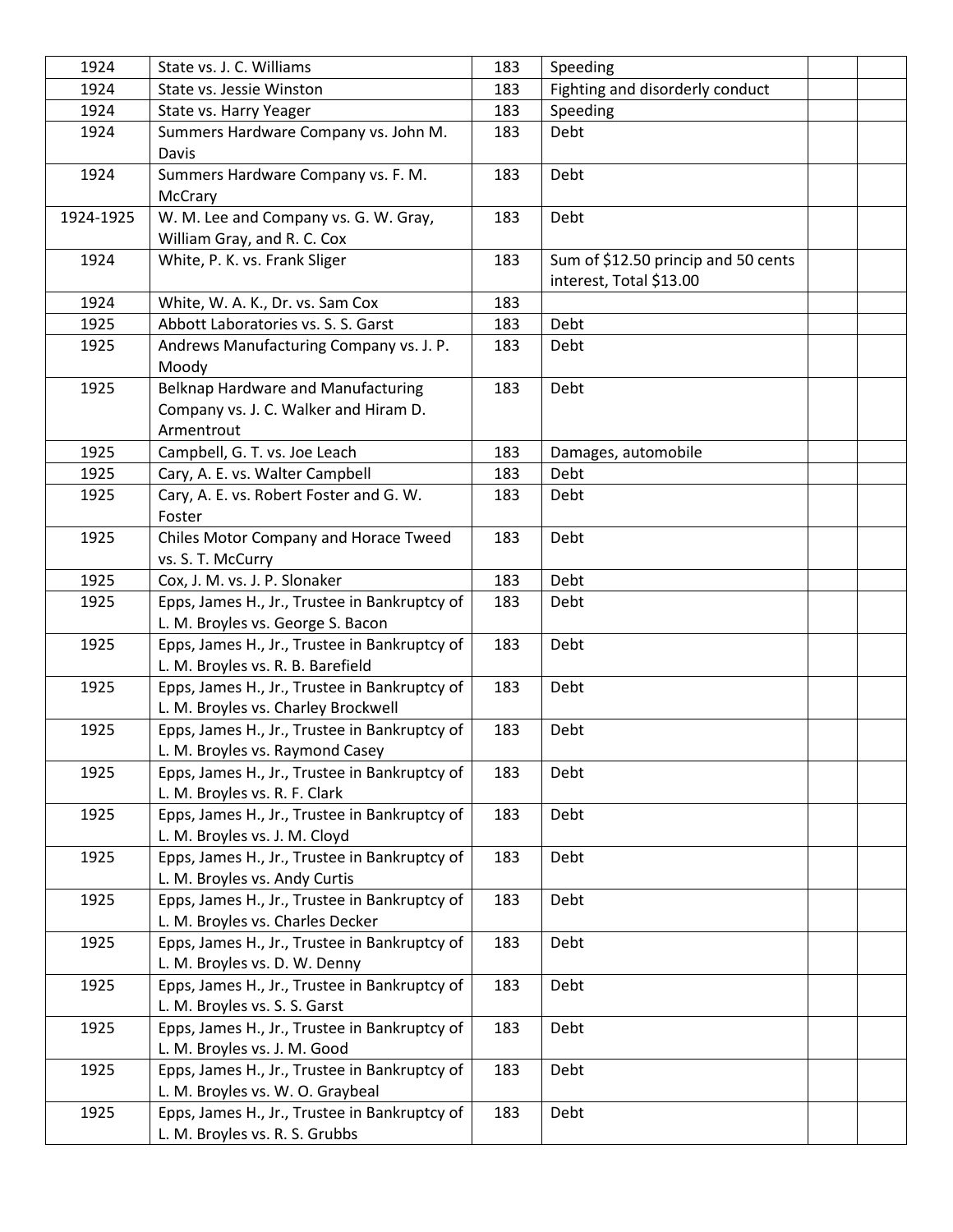| | | | | | |
|---|---|---|---|---|---|
| 1924 | State vs. J. C. Williams | 183 | Speeding | | |
| 1924 | State vs. Jessie Winston | 183 | Fighting and disorderly conduct | | |
| 1924 | State vs. Harry Yeager | 183 | Speeding | | |
| 1924 | Summers Hardware Company vs. John M. Davis | 183 | Debt | | |
| 1924 | Summers Hardware Company vs. F. M. McCrary | 183 | Debt | | |
| 1924-1925 | W. M. Lee and Company vs. G. W. Gray, William Gray, and R. C. Cox | 183 | Debt | | |
| 1924 | White, P. K. vs. Frank Sliger | 183 | Sum of $12.50 princip and 50 cents interest, Total $13.00 | | |
| 1924 | White, W. A. K., Dr. vs. Sam Cox | 183 | | | |
| 1925 | Abbott Laboratories vs. S. S. Garst | 183 | Debt | | |
| 1925 | Andrews Manufacturing Company vs. J. P. Moody | 183 | Debt | | |
| 1925 | Belknap Hardware and Manufacturing Company vs. J. C. Walker and Hiram D. Armentrout | 183 | Debt | | |
| 1925 | Campbell, G. T. vs. Joe Leach | 183 | Damages, automobile | | |
| 1925 | Cary, A. E. vs. Walter Campbell | 183 | Debt | | |
| 1925 | Cary, A. E. vs. Robert Foster and G. W. Foster | 183 | Debt | | |
| 1925 | Chiles Motor Company and Horace Tweed vs. S. T. McCurry | 183 | Debt | | |
| 1925 | Cox, J. M. vs. J. P. Slonaker | 183 | Debt | | |
| 1925 | Epps, James H., Jr., Trustee in Bankruptcy of L. M. Broyles vs. George S. Bacon | 183 | Debt | | |
| 1925 | Epps, James H., Jr., Trustee in Bankruptcy of L. M. Broyles vs. R. B. Barefield | 183 | Debt | | |
| 1925 | Epps, James H., Jr., Trustee in Bankruptcy of L. M. Broyles vs. Charley Brockwell | 183 | Debt | | |
| 1925 | Epps, James H., Jr., Trustee in Bankruptcy of L. M. Broyles vs. Raymond Casey | 183 | Debt | | |
| 1925 | Epps, James H., Jr., Trustee in Bankruptcy of L. M. Broyles vs. R. F. Clark | 183 | Debt | | |
| 1925 | Epps, James H., Jr., Trustee in Bankruptcy of L. M. Broyles vs. J. M. Cloyd | 183 | Debt | | |
| 1925 | Epps, James H., Jr., Trustee in Bankruptcy of L. M. Broyles vs. Andy Curtis | 183 | Debt | | |
| 1925 | Epps, James H., Jr., Trustee in Bankruptcy of L. M. Broyles vs. Charles Decker | 183 | Debt | | |
| 1925 | Epps, James H., Jr., Trustee in Bankruptcy of L. M. Broyles vs. D. W. Denny | 183 | Debt | | |
| 1925 | Epps, James H., Jr., Trustee in Bankruptcy of L. M. Broyles vs. S. S. Garst | 183 | Debt | | |
| 1925 | Epps, James H., Jr., Trustee in Bankruptcy of L. M. Broyles vs. J. M. Good | 183 | Debt | | |
| 1925 | Epps, James H., Jr., Trustee in Bankruptcy of L. M. Broyles vs. W. O. Graybeal | 183 | Debt | | |
| 1925 | Epps, James H., Jr., Trustee in Bankruptcy of L. M. Broyles vs. R. S. Grubbs | 183 | Debt | | |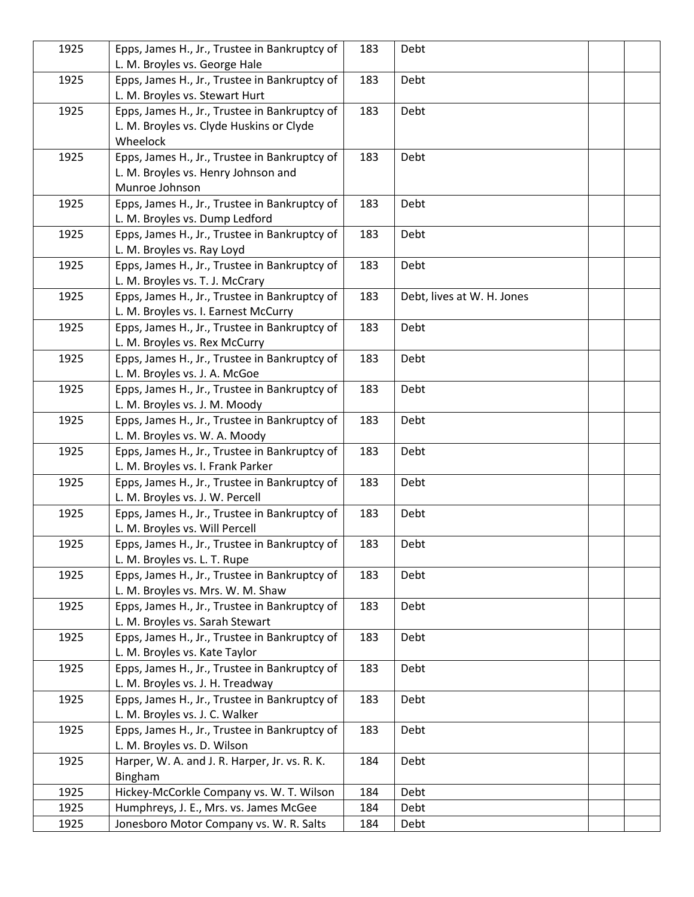| | | | | | |
|---|---|---|---|---|---|
| 1925 | Epps, James H., Jr., Trustee in Bankruptcy of L. M. Broyles vs. George Hale | 183 | Debt | | |
| 1925 | Epps, James H., Jr., Trustee in Bankruptcy of L. M. Broyles vs. Stewart Hurt | 183 | Debt | | |
| 1925 | Epps, James H., Jr., Trustee in Bankruptcy of L. M. Broyles vs. Clyde Huskins or Clyde Wheelock | 183 | Debt | | |
| 1925 | Epps, James H., Jr., Trustee in Bankruptcy of L. M. Broyles vs. Henry Johnson and Munroe Johnson | 183 | Debt | | |
| 1925 | Epps, James H., Jr., Trustee in Bankruptcy of L. M. Broyles vs. Dump Ledford | 183 | Debt | | |
| 1925 | Epps, James H., Jr., Trustee in Bankruptcy of L. M. Broyles vs. Ray Loyd | 183 | Debt | | |
| 1925 | Epps, James H., Jr., Trustee in Bankruptcy of L. M. Broyles vs. T. J. McCrary | 183 | Debt | | |
| 1925 | Epps, James H., Jr., Trustee in Bankruptcy of L. M. Broyles vs. I. Earnest McCurry | 183 | Debt, lives at W. H. Jones | | |
| 1925 | Epps, James H., Jr., Trustee in Bankruptcy of L. M. Broyles vs. Rex McCurry | 183 | Debt | | |
| 1925 | Epps, James H., Jr., Trustee in Bankruptcy of L. M. Broyles vs. J. A. McGoe | 183 | Debt | | |
| 1925 | Epps, James H., Jr., Trustee in Bankruptcy of L. M. Broyles vs. J. M. Moody | 183 | Debt | | |
| 1925 | Epps, James H., Jr., Trustee in Bankruptcy of L. M. Broyles vs. W. A. Moody | 183 | Debt | | |
| 1925 | Epps, James H., Jr., Trustee in Bankruptcy of L. M. Broyles vs. I. Frank Parker | 183 | Debt | | |
| 1925 | Epps, James H., Jr., Trustee in Bankruptcy of L. M. Broyles vs. J. W. Percell | 183 | Debt | | |
| 1925 | Epps, James H., Jr., Trustee in Bankruptcy of L. M. Broyles vs. Will Percell | 183 | Debt | | |
| 1925 | Epps, James H., Jr., Trustee in Bankruptcy of L. M. Broyles vs. L. T. Rupe | 183 | Debt | | |
| 1925 | Epps, James H., Jr., Trustee in Bankruptcy of L. M. Broyles vs. Mrs. W. M. Shaw | 183 | Debt | | |
| 1925 | Epps, James H., Jr., Trustee in Bankruptcy of L. M. Broyles vs. Sarah Stewart | 183 | Debt | | |
| 1925 | Epps, James H., Jr., Trustee in Bankruptcy of L. M. Broyles vs. Kate Taylor | 183 | Debt | | |
| 1925 | Epps, James H., Jr., Trustee in Bankruptcy of L. M. Broyles vs. J. H. Treadway | 183 | Debt | | |
| 1925 | Epps, James H., Jr., Trustee in Bankruptcy of L. M. Broyles vs. J. C. Walker | 183 | Debt | | |
| 1925 | Epps, James H., Jr., Trustee in Bankruptcy of L. M. Broyles vs. D. Wilson | 183 | Debt | | |
| 1925 | Harper, W. A. and J. R. Harper, Jr. vs. R. K. Bingham | 184 | Debt | | |
| 1925 | Hickey-McCorkle Company vs. W. T. Wilson | 184 | Debt | | |
| 1925 | Humphreys, J. E., Mrs. vs. James McGee | 184 | Debt | | |
| 1925 | Jonesboro Motor Company vs. W. R. Salts | 184 | Debt | | |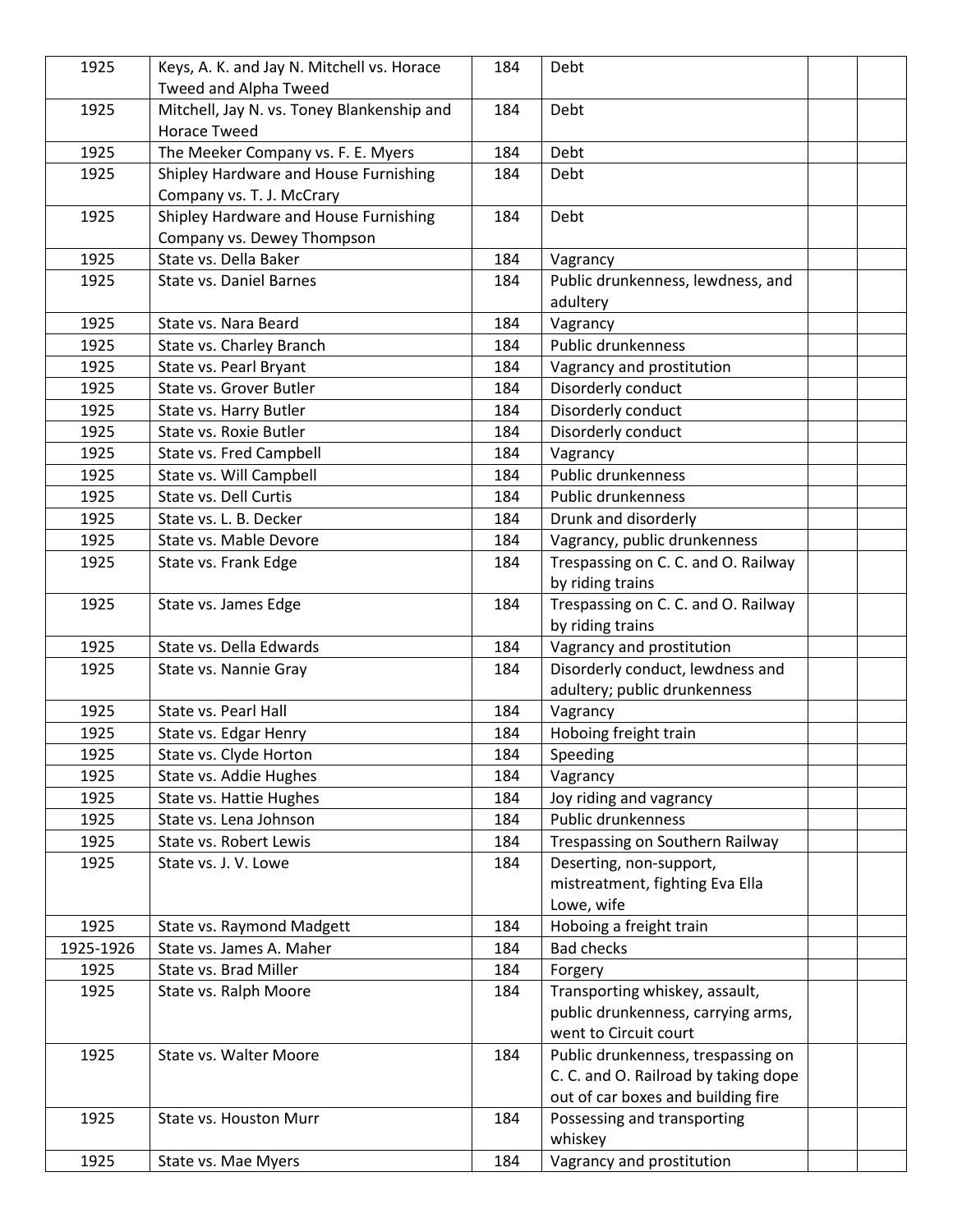| | | | | | |
|---|---|---|---|---|---|
| 1925 | Keys, A. K. and Jay N. Mitchell vs. Horace Tweed and Alpha Tweed | 184 | Debt | | |
| 1925 | Mitchell, Jay N. vs. Toney Blankenship and Horace Tweed | 184 | Debt | | |
| 1925 | The Meeker Company vs. F. E. Myers | 184 | Debt | | |
| 1925 | Shipley Hardware and House Furnishing Company vs. T. J. McCrary | 184 | Debt | | |
| 1925 | Shipley Hardware and House Furnishing Company vs. Dewey Thompson | 184 | Debt | | |
| 1925 | State vs. Della Baker | 184 | Vagrancy | | |
| 1925 | State vs. Daniel Barnes | 184 | Public drunkenness, lewdness, and adultery | | |
| 1925 | State vs. Nara Beard | 184 | Vagrancy | | |
| 1925 | State vs. Charley Branch | 184 | Public drunkenness | | |
| 1925 | State vs. Pearl Bryant | 184 | Vagrancy and prostitution | | |
| 1925 | State vs. Grover Butler | 184 | Disorderly conduct | | |
| 1925 | State vs. Harry Butler | 184 | Disorderly conduct | | |
| 1925 | State vs. Roxie Butler | 184 | Disorderly conduct | | |
| 1925 | State vs. Fred Campbell | 184 | Vagrancy | | |
| 1925 | State vs. Will Campbell | 184 | Public drunkenness | | |
| 1925 | State vs. Dell Curtis | 184 | Public drunkenness | | |
| 1925 | State vs. L. B. Decker | 184 | Drunk and disorderly | | |
| 1925 | State vs. Mable Devore | 184 | Vagrancy, public drunkenness | | |
| 1925 | State vs. Frank Edge | 184 | Trespassing on C. C. and O. Railway by riding trains | | |
| 1925 | State vs. James Edge | 184 | Trespassing on C. C. and O. Railway by riding trains | | |
| 1925 | State vs. Della Edwards | 184 | Vagrancy and prostitution | | |
| 1925 | State vs. Nannie Gray | 184 | Disorderly conduct, lewdness and adultery; public drunkenness | | |
| 1925 | State vs. Pearl Hall | 184 | Vagrancy | | |
| 1925 | State vs. Edgar Henry | 184 | Hoboing freight train | | |
| 1925 | State vs. Clyde Horton | 184 | Speeding | | |
| 1925 | State vs. Addie Hughes | 184 | Vagrancy | | |
| 1925 | State vs. Hattie Hughes | 184 | Joy riding and vagrancy | | |
| 1925 | State vs. Lena Johnson | 184 | Public drunkenness | | |
| 1925 | State vs. Robert Lewis | 184 | Trespassing on Southern Railway | | |
| 1925 | State vs. J. V. Lowe | 184 | Deserting, non-support, mistreatment, fighting Eva Ella Lowe, wife | | |
| 1925 | State vs. Raymond Madgett | 184 | Hoboing a freight train | | |
| 1925-1926 | State vs. James A. Maher | 184 | Bad checks | | |
| 1925 | State vs. Brad Miller | 184 | Forgery | | |
| 1925 | State vs. Ralph Moore | 184 | Transporting whiskey, assault, public drunkenness, carrying arms, went to Circuit court | | |
| 1925 | State vs. Walter Moore | 184 | Public drunkenness, trespassing on C. C. and O. Railroad by taking dope out of car boxes and building fire | | |
| 1925 | State vs. Houston Murr | 184 | Possessing and transporting whiskey | | |
| 1925 | State vs. Mae Myers | 184 | Vagrancy and prostitution | | |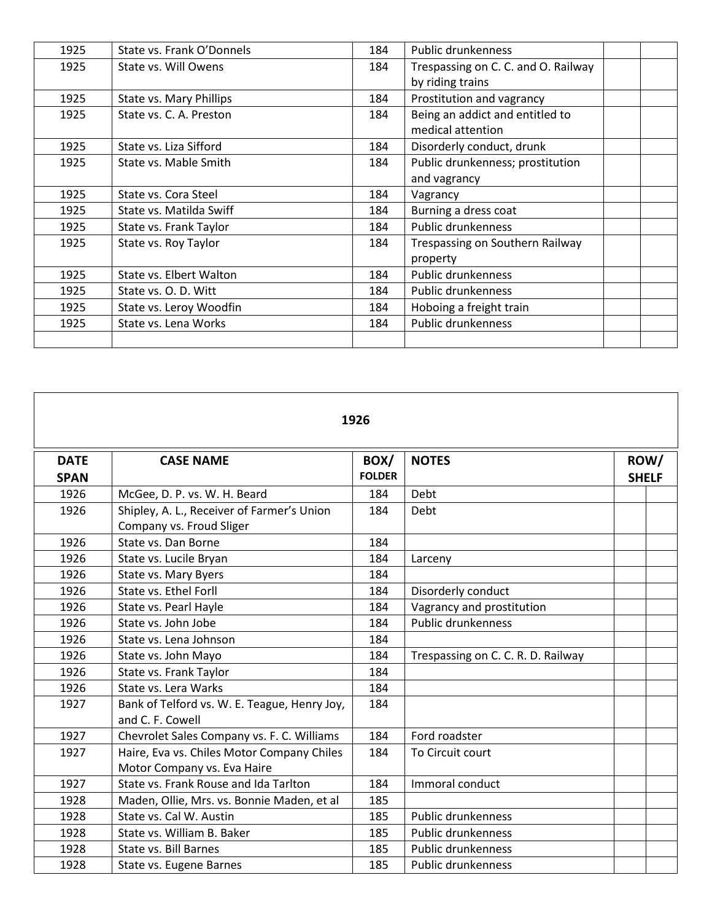| | | | | | |
|---|---|---|---|---|---|
| 1925 | State vs. Frank O'Donnels | 184 | Public drunkenness | | |
| 1925 | State vs. Will Owens | 184 | Trespassing on C. C. and O. Railway by riding trains | | |
| 1925 | State vs. Mary Phillips | 184 | Prostitution and vagrancy | | |
| 1925 | State vs. C. A. Preston | 184 | Being an addict and entitled to medical attention | | |
| 1925 | State vs. Liza Sifford | 184 | Disorderly conduct, drunk | | |
| 1925 | State vs. Mable Smith | 184 | Public drunkenness; prostitution and vagrancy | | |
| 1925 | State vs. Cora Steel | 184 | Vagrancy | | |
| 1925 | State vs. Matilda Swiff | 184 | Burning a dress coat | | |
| 1925 | State vs. Frank Taylor | 184 | Public drunkenness | | |
| 1925 | State vs. Roy Taylor | 184 | Trespassing on Southern Railway property | | |
| 1925 | State vs. Elbert Walton | 184 | Public drunkenness | | |
| 1925 | State vs. O. D. Witt | 184 | Public drunkenness | | |
| 1925 | State vs. Leroy Woodfin | 184 | Hoboing a freight train | | |
| 1925 | State vs. Lena Works | 184 | Public drunkenness | | |
| | | | | | |

## 1926

| DATE SPAN | CASE NAME | BOX/ FOLDER | NOTES | ROW/ SHELF | |
|---|---|---|---|---|---|
| 1926 | McGee, D. P. vs. W. H. Beard | 184 | Debt | | |
| 1926 | Shipley, A. L., Receiver of Farmer's Union Company vs. Froud Sliger | 184 | Debt | | |
| 1926 | State vs. Dan Borne | 184 | | | |
| 1926 | State vs. Lucile Bryan | 184 | Larceny | | |
| 1926 | State vs. Mary Byers | 184 | | | |
| 1926 | State vs. Ethel Forll | 184 | Disorderly conduct | | |
| 1926 | State vs. Pearl Hayle | 184 | Vagrancy and prostitution | | |
| 1926 | State vs. John Jobe | 184 | Public drunkenness | | |
| 1926 | State vs. Lena Johnson | 184 | | | |
| 1926 | State vs. John Mayo | 184 | Trespassing on C. C. R. D. Railway | | |
| 1926 | State vs. Frank Taylor | 184 | | | |
| 1926 | State vs. Lera Warks | 184 | | | |
| 1927 | Bank of Telford vs. W. E. Teague, Henry Joy, and C. F. Cowell | 184 | | | |
| 1927 | Chevrolet Sales Company vs. F. C. Williams | 184 | Ford roadster | | |
| 1927 | Haire, Eva vs. Chiles Motor Company Chiles Motor Company vs. Eva Haire | 184 | To Circuit court | | |
| 1927 | State vs. Frank Rouse and Ida Tarlton | 184 | Immoral conduct | | |
| 1928 | Maden, Ollie, Mrs. vs. Bonnie Maden, et al | 185 | | | |
| 1928 | State vs. Cal W. Austin | 185 | Public drunkenness | | |
| 1928 | State vs. William B. Baker | 185 | Public drunkenness | | |
| 1928 | State vs. Bill Barnes | 185 | Public drunkenness | | |
| 1928 | State vs. Eugene Barnes | 185 | Public drunkenness | | |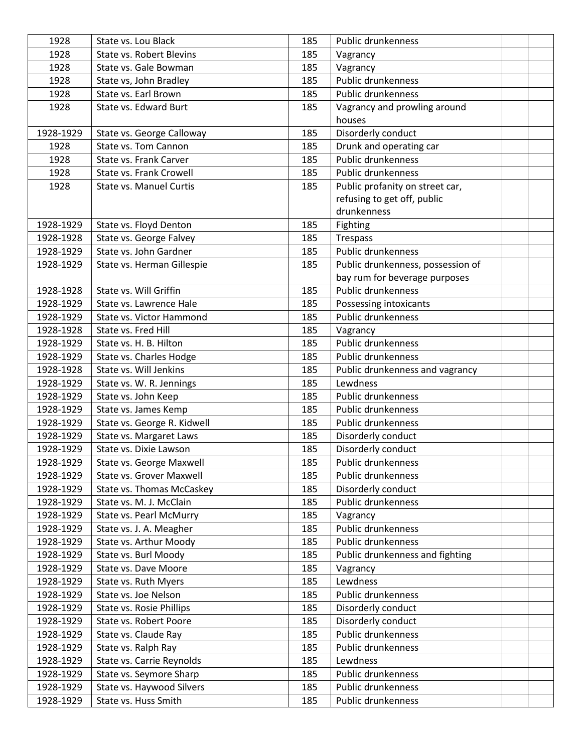| 1928 | State vs. Lou Black | 185 | Public drunkenness | | |
|---|---|---|---|---|---|
| 1928 | State vs. Robert Blevins | 185 | Vagrancy | | |
| 1928 | State vs. Gale Bowman | 185 | Vagrancy | | |
| 1928 | State vs, John Bradley | 185 | Public drunkenness | | |
| 1928 | State vs. Earl Brown | 185 | Public drunkenness | | |
| 1928 | State vs. Edward Burt | 185 | Vagrancy and prowling around houses | | |
| 1928-1929 | State vs. George Calloway | 185 | Disorderly conduct | | |
| 1928 | State vs. Tom Cannon | 185 | Drunk and operating car | | |
| 1928 | State vs. Frank Carver | 185 | Public drunkenness | | |
| 1928 | State vs. Frank Crowell | 185 | Public drunkenness | | |
| 1928 | State vs. Manuel Curtis | 185 | Public profanity on street car, refusing to get off, public drunkenness | | |
| 1928-1929 | State vs. Floyd Denton | 185 | Fighting | | |
| 1928-1928 | State vs. George Falvey | 185 | Trespass | | |
| 1928-1929 | State vs. John Gardner | 185 | Public drunkenness | | |
| 1928-1929 | State vs. Herman Gillespie | 185 | Public drunkenness, possession of bay rum for beverage purposes | | |
| 1928-1928 | State vs. Will Griffin | 185 | Public drunkenness | | |
| 1928-1929 | State vs. Lawrence Hale | 185 | Possessing intoxicants | | |
| 1928-1929 | State vs. Victor Hammond | 185 | Public drunkenness | | |
| 1928-1928 | State vs. Fred Hill | 185 | Vagrancy | | |
| 1928-1929 | State vs. H. B. Hilton | 185 | Public drunkenness | | |
| 1928-1929 | State vs. Charles Hodge | 185 | Public drunkenness | | |
| 1928-1928 | State vs. Will Jenkins | 185 | Public drunkenness and vagrancy | | |
| 1928-1929 | State vs. W. R. Jennings | 185 | Lewdness | | |
| 1928-1929 | State vs. John Keep | 185 | Public drunkenness | | |
| 1928-1929 | State vs. James Kemp | 185 | Public drunkenness | | |
| 1928-1929 | State vs. George R. Kidwell | 185 | Public drunkenness | | |
| 1928-1929 | State vs. Margaret Laws | 185 | Disorderly conduct | | |
| 1928-1929 | State vs. Dixie Lawson | 185 | Disorderly conduct | | |
| 1928-1929 | State vs. George Maxwell | 185 | Public drunkenness | | |
| 1928-1929 | State vs. Grover Maxwell | 185 | Public drunkenness | | |
| 1928-1929 | State vs. Thomas McCaskey | 185 | Disorderly conduct | | |
| 1928-1929 | State vs. M. J. McClain | 185 | Public drunkenness | | |
| 1928-1929 | State vs. Pearl McMurry | 185 | Vagrancy | | |
| 1928-1929 | State vs. J. A. Meagher | 185 | Public drunkenness | | |
| 1928-1929 | State vs. Arthur Moody | 185 | Public drunkenness | | |
| 1928-1929 | State vs. Burl Moody | 185 | Public drunkenness and fighting | | |
| 1928-1929 | State vs. Dave Moore | 185 | Vagrancy | | |
| 1928-1929 | State vs. Ruth Myers | 185 | Lewdness | | |
| 1928-1929 | State vs. Joe Nelson | 185 | Public drunkenness | | |
| 1928-1929 | State vs. Rosie Phillips | 185 | Disorderly conduct | | |
| 1928-1929 | State vs. Robert Poore | 185 | Disorderly conduct | | |
| 1928-1929 | State vs. Claude Ray | 185 | Public drunkenness | | |
| 1928-1929 | State vs. Ralph Ray | 185 | Public drunkenness | | |
| 1928-1929 | State vs. Carrie Reynolds | 185 | Lewdness | | |
| 1928-1929 | State vs. Seymore Sharp | 185 | Public drunkenness | | |
| 1928-1929 | State vs. Haywood Silvers | 185 | Public drunkenness | | |
| 1928-1929 | State vs. Huss Smith | 185 | Public drunkenness | | |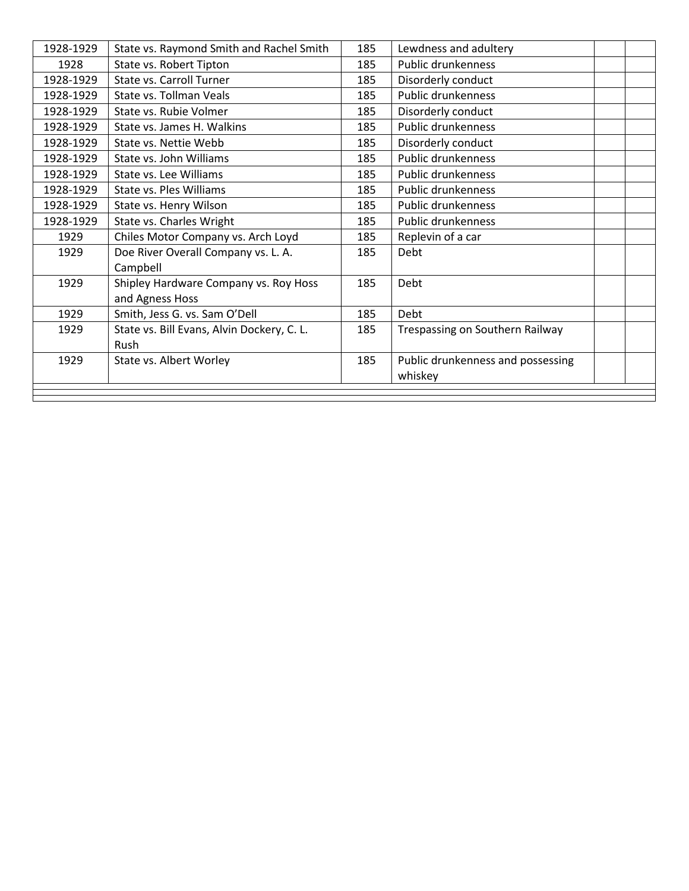| | | | | | |
|---|---|---|---|---|---|
| 1928-1929 | State vs. Raymond Smith and Rachel Smith | 185 | Lewdness and adultery | | |
| 1928 | State vs. Robert Tipton | 185 | Public drunkenness | | |
| 1928-1929 | State vs. Carroll Turner | 185 | Disorderly conduct | | |
| 1928-1929 | State vs. Tollman Veals | 185 | Public drunkenness | | |
| 1928-1929 | State vs. Rubie Volmer | 185 | Disorderly conduct | | |
| 1928-1929 | State vs. James H. Walkins | 185 | Public drunkenness | | |
| 1928-1929 | State vs. Nettie Webb | 185 | Disorderly conduct | | |
| 1928-1929 | State vs. John Williams | 185 | Public drunkenness | | |
| 1928-1929 | State vs. Lee Williams | 185 | Public drunkenness | | |
| 1928-1929 | State vs. Ples Williams | 185 | Public drunkenness | | |
| 1928-1929 | State vs. Henry Wilson | 185 | Public drunkenness | | |
| 1928-1929 | State vs. Charles Wright | 185 | Public drunkenness | | |
| 1929 | Chiles Motor Company vs. Arch Loyd | 185 | Replevin of a car | | |
| 1929 | Doe River Overall Company vs. L. A. Campbell | 185 | Debt | | |
| 1929 | Shipley Hardware Company vs. Roy Hoss and Agness Hoss | 185 | Debt | | |
| 1929 | Smith, Jess G. vs. Sam O'Dell | 185 | Debt | | |
| 1929 | State vs. Bill Evans, Alvin Dockery, C. L. Rush | 185 | Trespassing on Southern Railway | | |
| 1929 | State vs. Albert Worley | 185 | Public drunkenness and possessing whiskey | | |